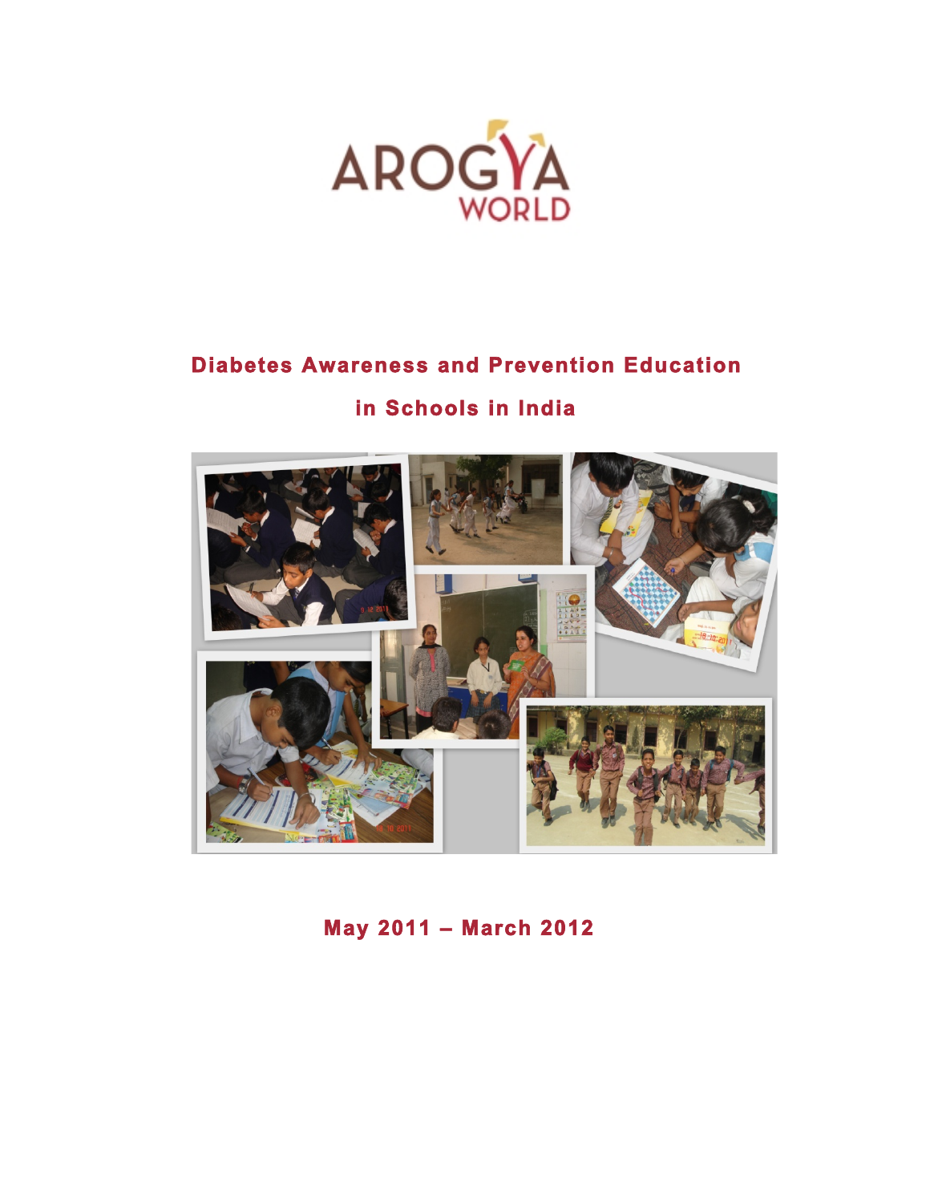AROGYA WORLD

# Diabetes Awareness and Prevention Education in Schools in India

**May 2011 – March 2012**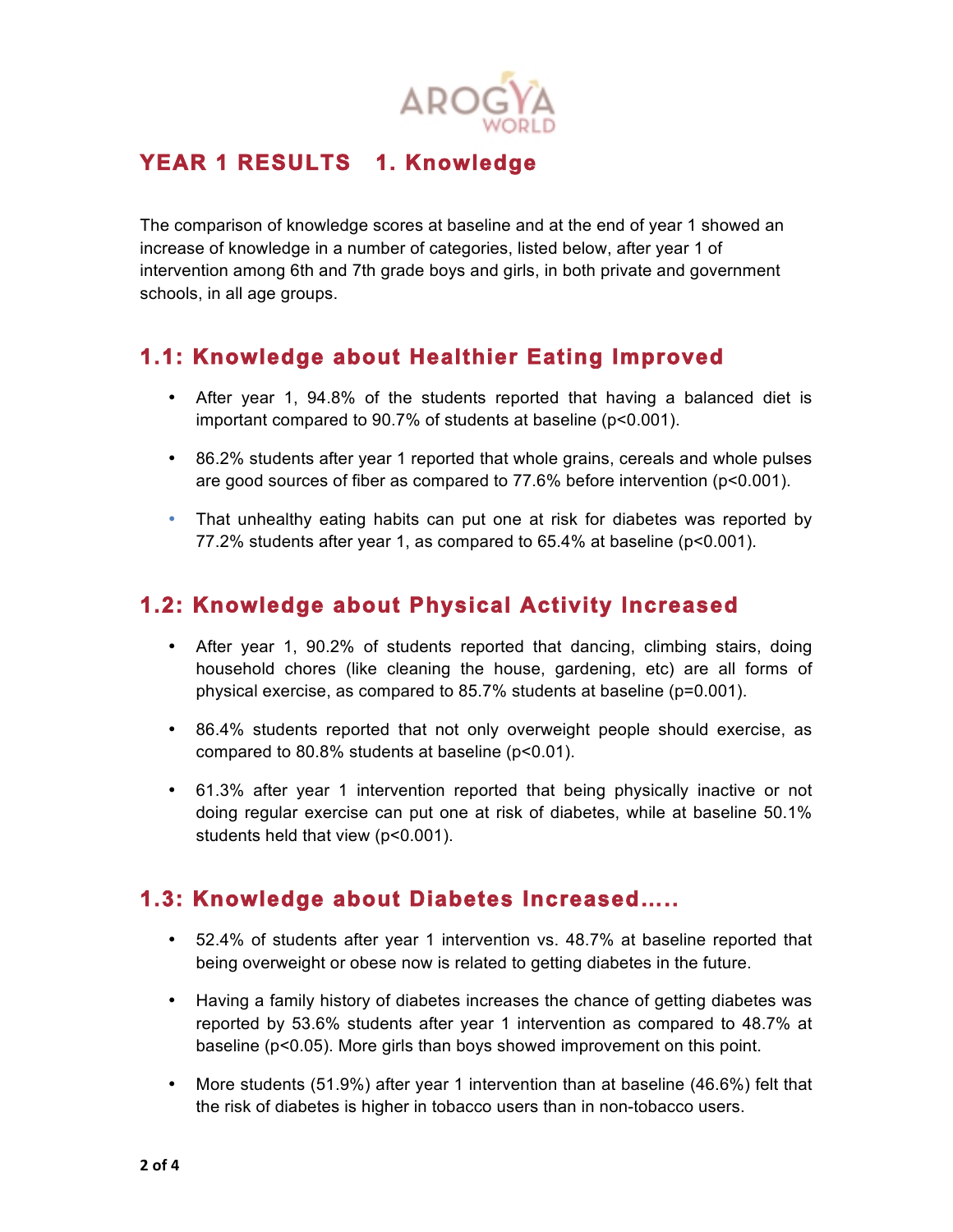## YEAR 1 RESULTS 1. Knowledge

The comparison of knowledge scores at baseline and at the end of year 1 showed an increase of knowledge in a number of categories, listed below, after year 1 of intervention among 6th and 7th grade boys and girls, in both private and government schools, in all age groups.

### 1.1: Knowledge about Healthier Eating Improved

- After year 1, 94.8% of the students reported that having a balanced diet is important compared to 90.7% of students at baseline ($p<0.001$).
- 86.2% students after year 1 reported that whole grains, cereals and whole pulses are good sources of fiber as compared to 77.6% before intervention ($p<0.001$).
- That unhealthy eating habits can put one at risk for diabetes was reported by 77.2% students after year 1, as compared to 65.4% at baseline ($p<0.001$).

### 1.2: Knowledge about Physical Activity Increased

- After year 1, 90.2% of students reported that dancing, climbing stairs, doing household chores (like cleaning the house, gardening, etc) are all forms of physical exercise, as compared to 85.7% students at baseline ($p=0.001$).
- 86.4% students reported that not only overweight people should exercise, as compared to 80.8% students at baseline ($p<0.01$).
- 61.3% after year 1 intervention reported that being physically inactive or not doing regular exercise can put one at risk of diabetes, while at baseline 50.1% students held that view ($p<0.001$).

### 1.3: Knowledge about Diabetes Increased.....

- 52.4% of students after year 1 intervention vs. 48.7% at baseline reported that being overweight or obese now is related to getting diabetes in the future.
- Having a family history of diabetes increases the chance of getting diabetes was reported by 53.6% students after year 1 intervention as compared to 48.7% at baseline ($p<0.05$). More girls than boys showed improvement on this point.
- More students (51.9%) after year 1 intervention than at baseline (46.6%) felt that the risk of diabetes is higher in tobacco users than in non-tobacco users.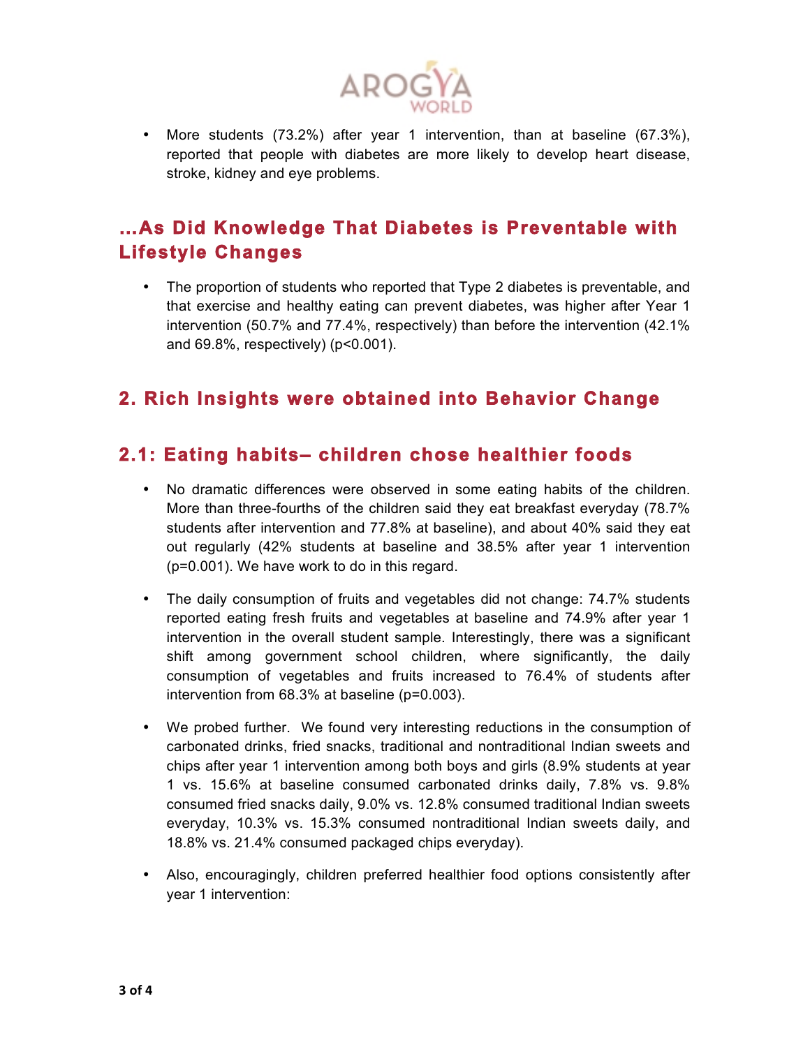- More students (73.2%) after year 1 intervention, than at baseline (67.3%), reported that people with diabetes are more likely to develop heart disease, stroke, kidney and eye problems.

## …As Did Knowledge That Diabetes is Preventable with Lifestyle Changes

- The proportion of students who reported that Type 2 diabetes is preventable, and that exercise and healthy eating can prevent diabetes, was higher after Year 1 intervention (50.7% and 77.4%, respectively) than before the intervention (42.1% and 69.8%, respectively) ($p<0.001$).

## 2. Rich Insights were obtained into Behavior Change

## 2.1: Eating habits– children chose healthier foods

- No dramatic differences were observed in some eating habits of the children. More than three-fourths of the children said they eat breakfast everyday (78.7% students after intervention and 77.8% at baseline), and about 40% said they eat out regularly (42% students at baseline and 38.5% after year 1 intervention ($p=0.001$). We have work to do in this regard.

- The daily consumption of fruits and vegetables did not change: 74.7% students reported eating fresh fruits and vegetables at baseline and 74.9% after year 1 intervention in the overall student sample. Interestingly, there was a significant shift among government school children, where significantly, the daily consumption of vegetables and fruits increased to 76.4% of students after intervention from 68.3% at baseline ($p=0.003$).

- We probed further. We found very interesting reductions in the consumption of carbonated drinks, fried snacks, traditional and nontraditional Indian sweets and chips after year 1 intervention among both boys and girls (8.9% students at year 1 vs. 15.6% at baseline consumed carbonated drinks daily, 7.8% vs. 9.8% consumed fried snacks daily, 9.0% vs. 12.8% consumed traditional Indian sweets everyday, 10.3% vs. 15.3% consumed nontraditional Indian sweets daily, and 18.8% vs. 21.4% consumed packaged chips everyday).

- Also, encouragingly, children preferred healthier food options consistently after year 1 intervention: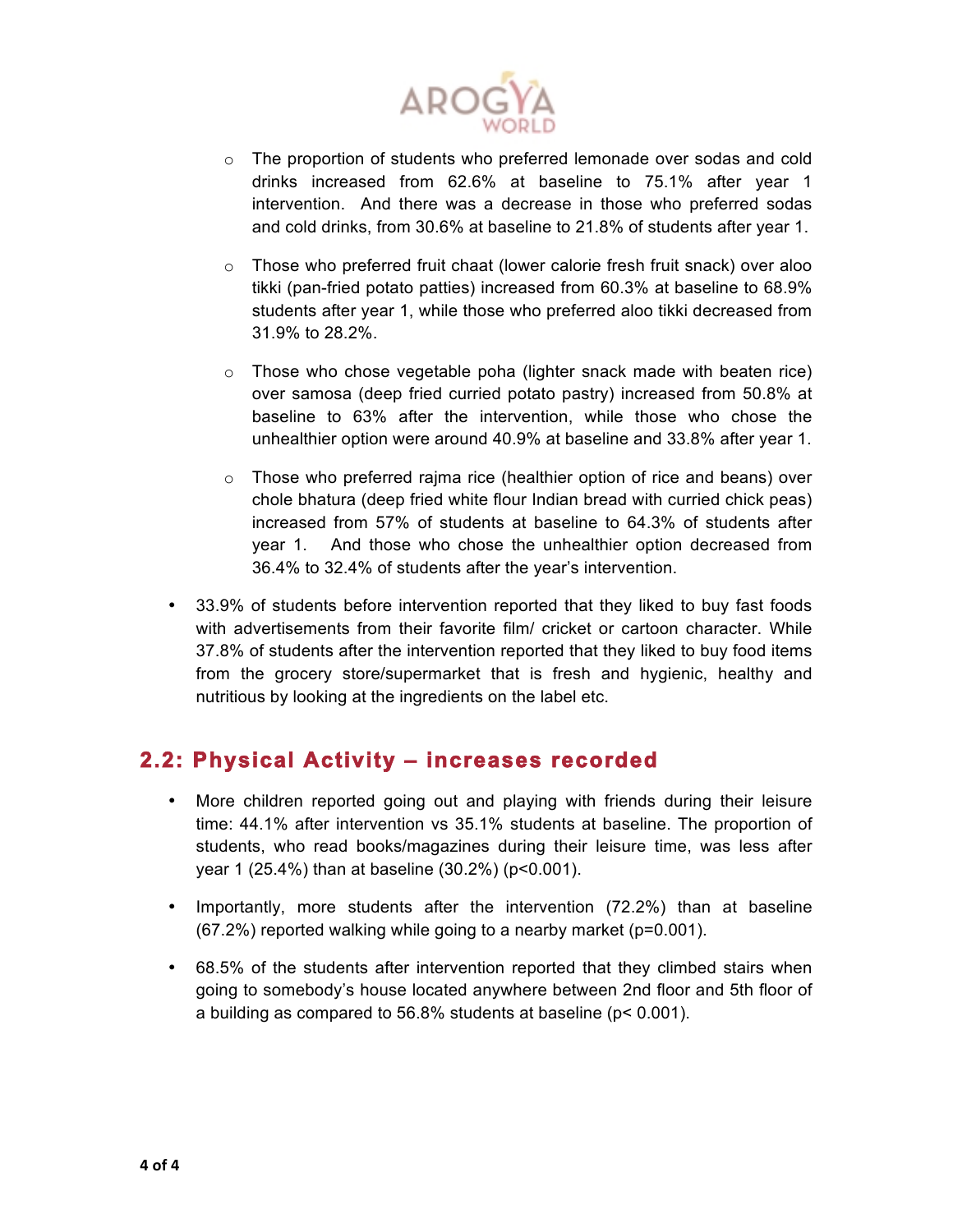- The proportion of students who preferred lemonade over sodas and cold drinks increased from 62.6% at baseline to 75.1% after year 1 intervention. And there was a decrease in those who preferred sodas and cold drinks, from 30.6% at baseline to 21.8% of students after year 1.
- Those who preferred fruit chaat (lower calorie fresh fruit snack) over aloo tikki (pan-fried potato patties) increased from 60.3% at baseline to 68.9% students after year 1, while those who preferred aloo tikki decreased from 31.9% to 28.2%.
- Those who chose vegetable poha (lighter snack made with beaten rice) over samosa (deep fried curried potato pastry) increased from 50.8% at baseline to 63% after the intervention, while those who chose the unhealthier option were around 40.9% at baseline and 33.8% after year 1.
- Those who preferred rajma rice (healthier option of rice and beans) over chole bhatura (deep fried white flour Indian bread with curried chick peas) increased from 57% of students at baseline to 64.3% of students after year 1. And those who chose the unhealthier option decreased from 36.4% to 32.4% of students after the year's intervention.

- 33.9% of students before intervention reported that they liked to buy fast foods with advertisements from their favorite film/ cricket or cartoon character. While 37.8% of students after the intervention reported that they liked to buy food items from the grocery store/supermarket that is fresh and hygienic, healthy and nutritious by looking at the ingredients on the label etc.

## 2.2: Physical Activity – increases recorded

- More children reported going out and playing with friends during their leisure time: 44.1% after intervention vs 35.1% students at baseline. The proportion of students, who read books/magazines during their leisure time, was less after year 1 (25.4%) than at baseline (30.2%) ($p<0.001$).
- Importantly, more students after the intervention (72.2%) than at baseline (67.2%) reported walking while going to a nearby market ($p=0.001$).
- 68.5% of the students after intervention reported that they climbed stairs when going to somebody's house located anywhere between 2nd floor and 5th floor of a building as compared to 56.8% students at baseline ($p< 0.001$).